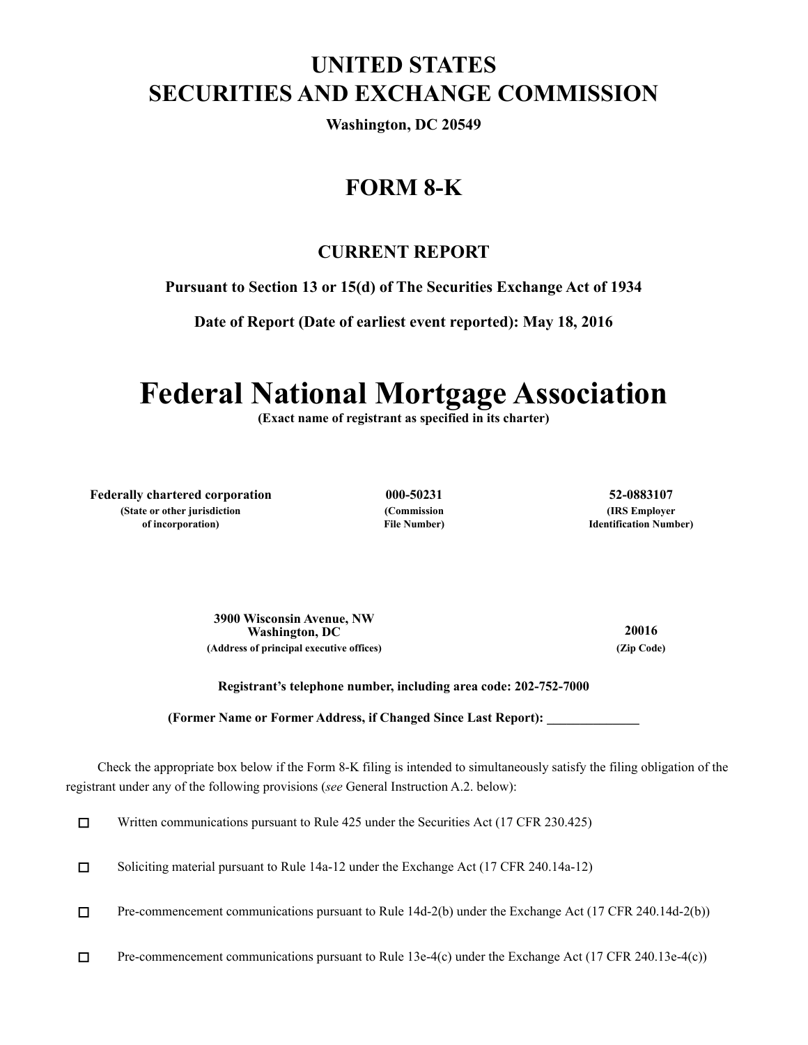# UNITED STATES
# SECURITIES AND EXCHANGE COMMISSION

**Washington, DC 20549**

## FORM 8-K

### CURRENT REPORT

**Pursuant to Section 13 or 15(d) of The Securities Exchange Act of 1934**

**Date of Report (Date of earliest event reported): May 18, 2016**

# Federal National Mortgage Association

**(Exact name of registrant as specified in its charter)**

| **Federally chartered corporation** | **000-50231** | **52-0883107** |
|---|---|---|
| **(State or other jurisdiction of incorporation)** | **(Commission File Number)** | **(IRS Employer Identification Number)** |

| **3900 Wisconsin Avenue, NW Washington, DC** | **20016** |
|---|---|
| **(Address of principal executive offices)** | **(Zip Code)** |

**Registrant's telephone number, including area code: 202-752-7000**

**(Former Name or Former Address, if Changed Since Last Report): ______________**

Check the appropriate box below if the Form 8-K filing is intended to simultaneously satisfy the filing obligation of the registrant under any of the following provisions (*see* General Instruction A.2. below):

☐ Written communications pursuant to Rule 425 under the Securities Act (17 CFR 230.425)

☐ Soliciting material pursuant to Rule 14a-12 under the Exchange Act (17 CFR 240.14a-12)

☐ Pre-commencement communications pursuant to Rule 14d-2(b) under the Exchange Act (17 CFR 240.14d-2(b))

☐ Pre-commencement communications pursuant to Rule 13e-4(c) under the Exchange Act (17 CFR 240.13e-4(c))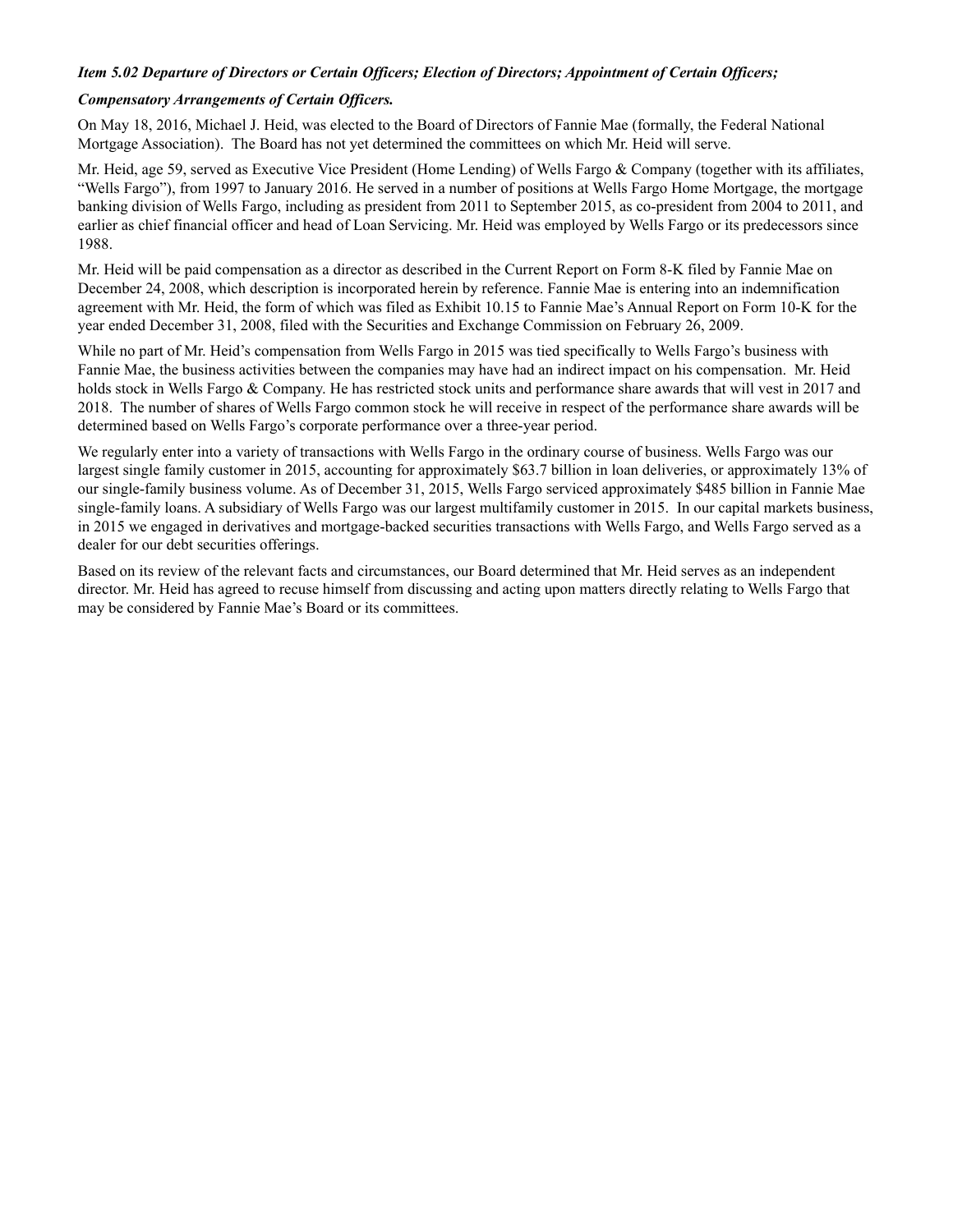***Item 5.02 Departure of Directors or Certain Officers; Election of Directors; Appointment of Certain Officers;***

***Compensatory Arrangements of Certain Officers.***

On May 18, 2016, Michael J. Heid, was elected to the Board of Directors of Fannie Mae (formally, the Federal National Mortgage Association). The Board has not yet determined the committees on which Mr. Heid will serve.

Mr. Heid, age 59, served as Executive Vice President (Home Lending) of Wells Fargo & Company (together with its affiliates, "Wells Fargo"), from 1997 to January 2016. He served in a number of positions at Wells Fargo Home Mortgage, the mortgage banking division of Wells Fargo, including as president from 2011 to September 2015, as co-president from 2004 to 2011, and earlier as chief financial officer and head of Loan Servicing. Mr. Heid was employed by Wells Fargo or its predecessors since 1988.

Mr. Heid will be paid compensation as a director as described in the Current Report on Form 8-K filed by Fannie Mae on December 24, 2008, which description is incorporated herein by reference. Fannie Mae is entering into an indemnification agreement with Mr. Heid, the form of which was filed as Exhibit 10.15 to Fannie Mae's Annual Report on Form 10-K for the year ended December 31, 2008, filed with the Securities and Exchange Commission on February 26, 2009.

While no part of Mr. Heid's compensation from Wells Fargo in 2015 was tied specifically to Wells Fargo's business with Fannie Mae, the business activities between the companies may have had an indirect impact on his compensation. Mr. Heid holds stock in Wells Fargo & Company. He has restricted stock units and performance share awards that will vest in 2017 and 2018. The number of shares of Wells Fargo common stock he will receive in respect of the performance share awards will be determined based on Wells Fargo's corporate performance over a three-year period.

We regularly enter into a variety of transactions with Wells Fargo in the ordinary course of business. Wells Fargo was our largest single family customer in 2015, accounting for approximately $63.7 billion in loan deliveries, or approximately 13% of our single-family business volume. As of December 31, 2015, Wells Fargo serviced approximately $485 billion in Fannie Mae single-family loans. A subsidiary of Wells Fargo was our largest multifamily customer in 2015. In our capital markets business, in 2015 we engaged in derivatives and mortgage-backed securities transactions with Wells Fargo, and Wells Fargo served as a dealer for our debt securities offerings.

Based on its review of the relevant facts and circumstances, our Board determined that Mr. Heid serves as an independent director. Mr. Heid has agreed to recuse himself from discussing and acting upon matters directly relating to Wells Fargo that may be considered by Fannie Mae's Board or its committees.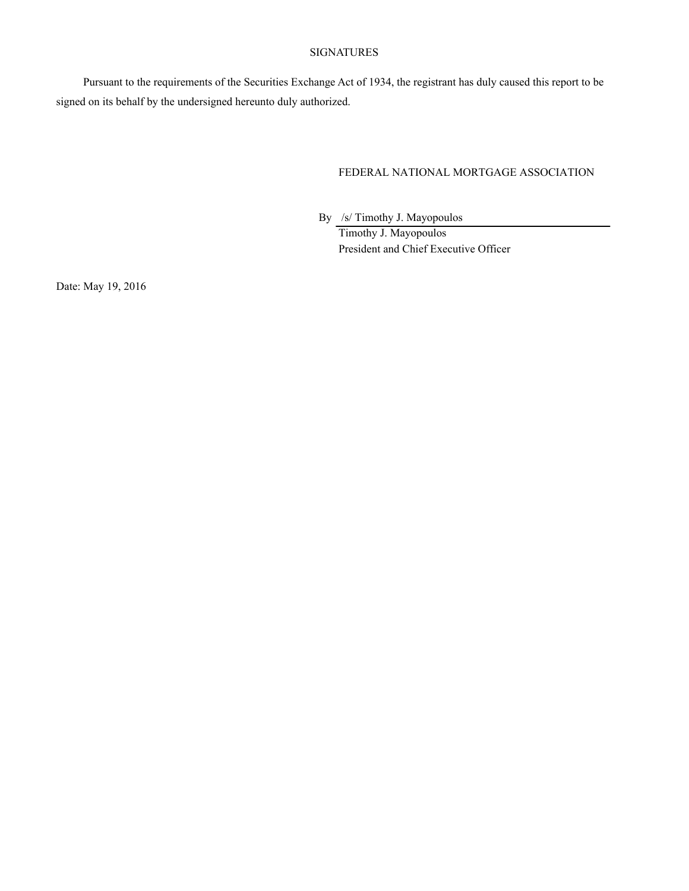## SIGNATURES

Pursuant to the requirements of the Securities Exchange Act of 1934, the registrant has duly caused this report to be signed on its behalf by the undersigned hereunto duly authorized.

FEDERAL NATIONAL MORTGAGE ASSOCIATION

By /s/ Timothy J. Mayopoulos

Timothy J. Mayopoulos
President and Chief Executive Officer

Date: May 19, 2016